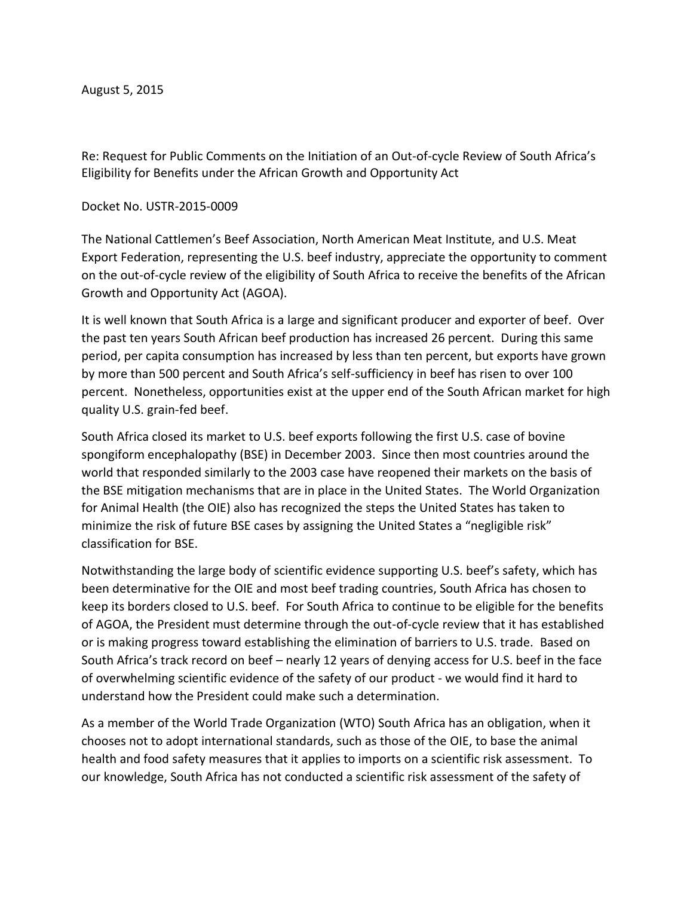August 5, 2015

Re: Request for Public Comments on the Initiation of an Out-of-cycle Review of South Africa's Eligibility for Benefits under the African Growth and Opportunity Act

Docket No. USTR-2015-0009

The National Cattlemen's Beef Association, North American Meat Institute, and U.S. Meat Export Federation, representing the U.S. beef industry, appreciate the opportunity to comment on the out-of-cycle review of the eligibility of South Africa to receive the benefits of the African Growth and Opportunity Act (AGOA).

It is well known that South Africa is a large and significant producer and exporter of beef. Over the past ten years South African beef production has increased 26 percent. During this same period, per capita consumption has increased by less than ten percent, but exports have grown by more than 500 percent and South Africa's self-sufficiency in beef has risen to over 100 percent. Nonetheless, opportunities exist at the upper end of the South African market for high quality U.S. grain-fed beef.

South Africa closed its market to U.S. beef exports following the first U.S. case of bovine spongiform encephalopathy (BSE) in December 2003. Since then most countries around the world that responded similarly to the 2003 case have reopened their markets on the basis of the BSE mitigation mechanisms that are in place in the United States. The World Organization for Animal Health (the OIE) also has recognized the steps the United States has taken to minimize the risk of future BSE cases by assigning the United States a "negligible risk" classification for BSE.

Notwithstanding the large body of scientific evidence supporting U.S. beef's safety, which has been determinative for the OIE and most beef trading countries, South Africa has chosen to keep its borders closed to U.S. beef. For South Africa to continue to be eligible for the benefits of AGOA, the President must determine through the out-of-cycle review that it has established or is making progress toward establishing the elimination of barriers to U.S. trade. Based on South Africa's track record on beef – nearly 12 years of denying access for U.S. beef in the face of overwhelming scientific evidence of the safety of our product - we would find it hard to understand how the President could make such a determination.

As a member of the World Trade Organization (WTO) South Africa has an obligation, when it chooses not to adopt international standards, such as those of the OIE, to base the animal health and food safety measures that it applies to imports on a scientific risk assessment. To our knowledge, South Africa has not conducted a scientific risk assessment of the safety of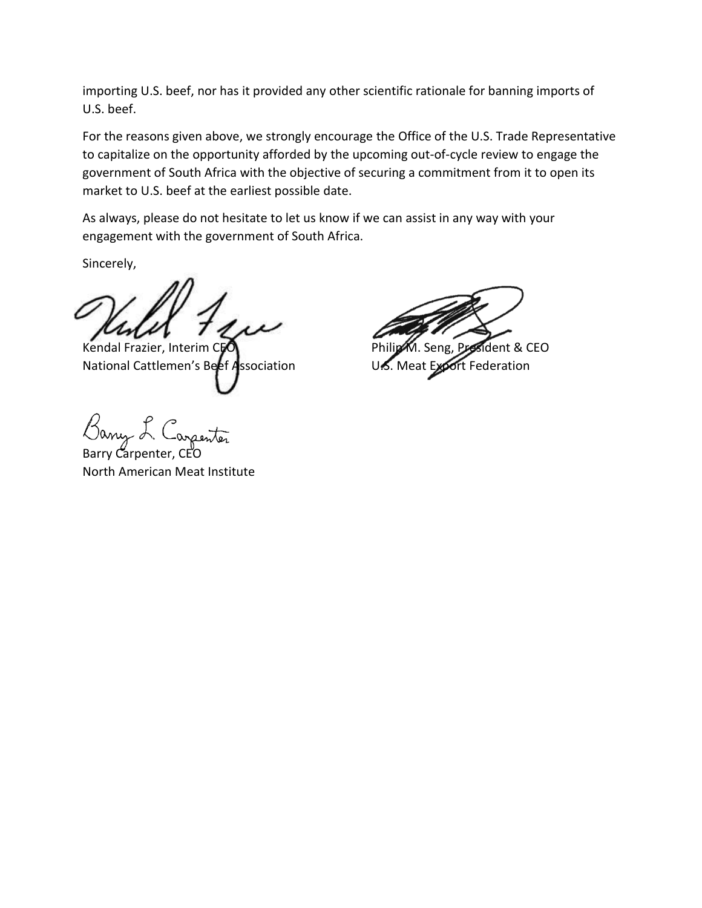importing U.S. beef, nor has it provided any other scientific rationale for banning imports of U.S. beef.

For the reasons given above, we strongly encourage the Office of the U.S. Trade Representative to capitalize on the opportunity afforded by the upcoming out-of-cycle review to engage the government of South Africa with the objective of securing a commitment from it to open its market to U.S. beef at the earliest possible date.

As always, please do not hesitate to let us know if we can assist in any way with your engagement with the government of South Africa.

Sincerely,

Kendal Frazier, Interim CEO
National Cattlemen's Beef Association

Philip M. Seng, President & CEO
U.S. Meat Export Federation

Barry Carpenter, CEO
North American Meat Institute